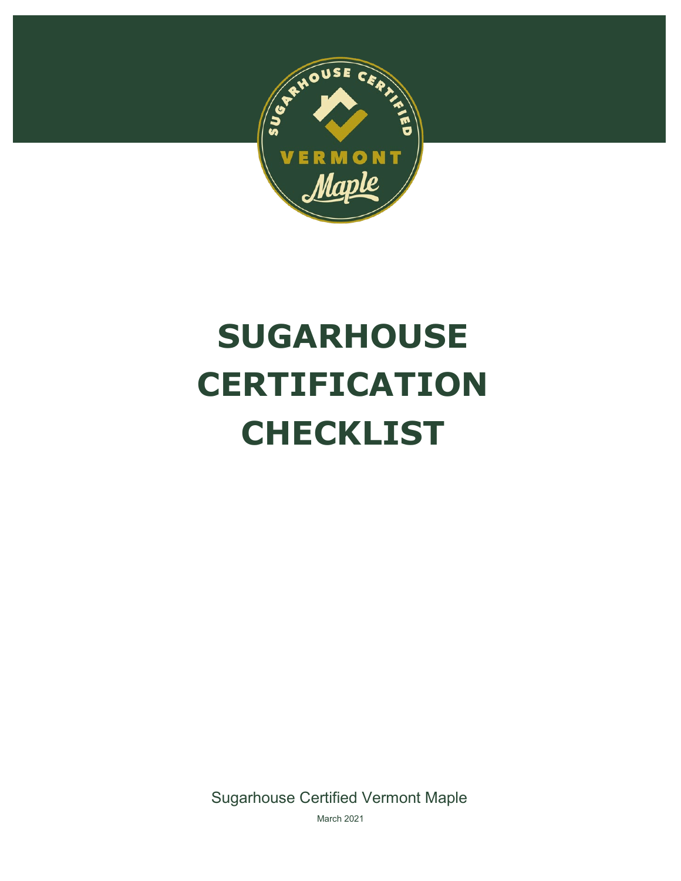# SUGARHOUSE CERTIFICATION CHECKLIST

Sugarhouse Certified Vermont Maple

March 2021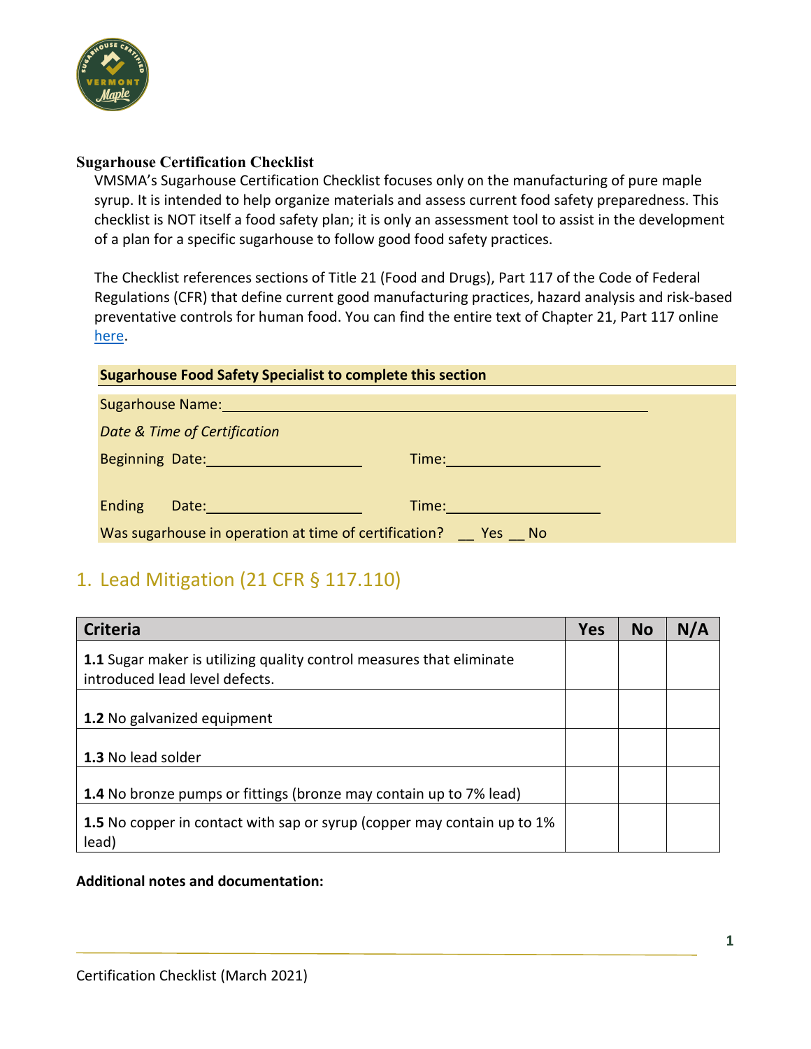**Sugarhouse Certification Checklist**

VMSMA's Sugarhouse Certification Checklist focuses only on the manufacturing of pure maple syrup. It is intended to help organize materials and assess current food safety preparedness. This checklist is NOT itself a food safety plan; it is only an assessment tool to assist in the development of a plan for a specific sugarhouse to follow good food safety practices.

The Checklist references sections of Title 21 (Food and Drugs), Part 117 of the Code of Federal Regulations (CFR) that define current good manufacturing practices, hazard analysis and risk-based preventative controls for human food. You can find the entire text of Chapter 21, Part 117 online here.

**Sugarhouse Food Safety Specialist to complete this section**

Sugarhouse Name:\_\_\_\_\_\_\_\_\_\_\_\_\_\_\_\_\_\_\_\_\_\_\_\_\_\_\_\_\_\_\_\_\_\_\_\_\_\_\_\_

*Date & Time of Certification*

Beginning Date:\_\_\_\_\_\_\_\_\_\_\_\_\_\_\_\_ Time:\_\_\_\_\_\_\_\_\_\_\_\_\_\_\_\_

Ending Date:\_\_\_\_\_\_\_\_\_\_\_\_\_\_\_\_ Time:\_\_\_\_\_\_\_\_\_\_\_\_\_\_\_\_

Was sugarhouse in operation at time of certification? \_\_ Yes \_\_ No

## 1. Lead Mitigation (21 CFR § 117.110)

| Criteria | Yes | No | N/A |
|---|---|---|---|
| **1.1** Sugar maker is utilizing quality control measures that eliminate introduced lead level defects. | | | |
| **1.2** No galvanized equipment | | | |
| **1.3** No lead solder | | | |
| **1.4** No bronze pumps or fittings (bronze may contain up to 7% lead) | | | |
| **1.5** No copper in contact with sap or syrup (copper may contain up to 1% lead) | | | |

**Additional notes and documentation:**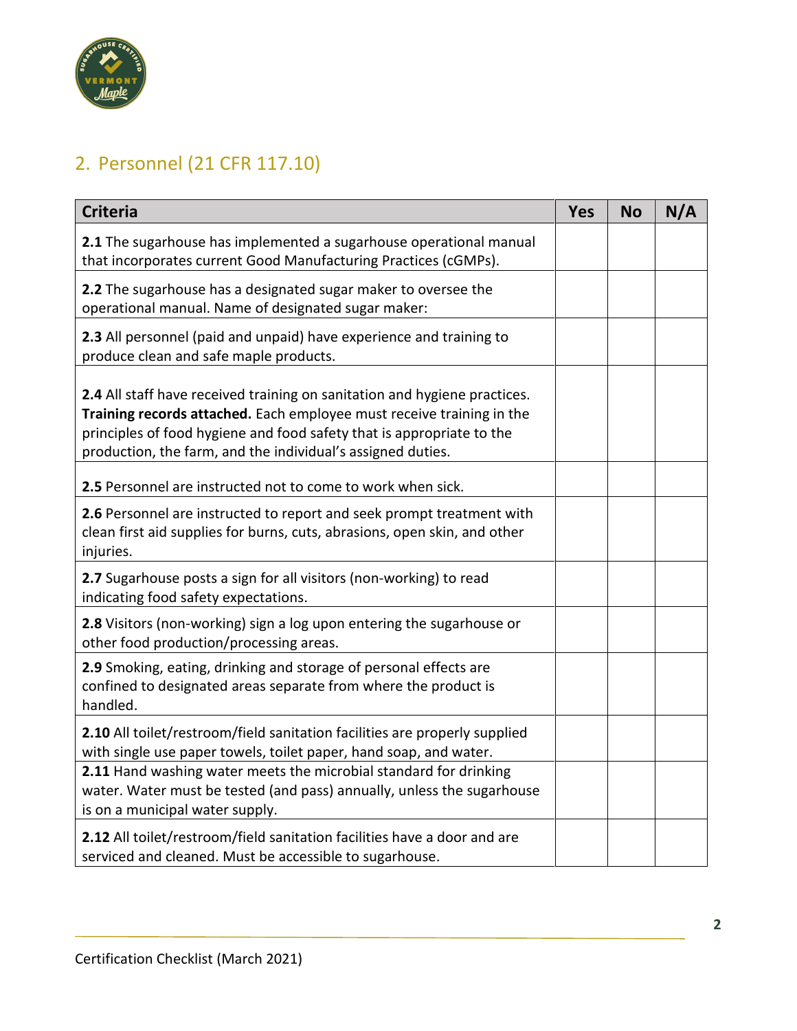## 2. Personnel (21 CFR 117.10)

| Criteria | Yes | No | N/A |
|---|---|---|---|
| **2.1** The sugarhouse has implemented a sugarhouse operational manual that incorporates current Good Manufacturing Practices (cGMPs). | | | |
| **2.2** The sugarhouse has a designated sugar maker to oversee the operational manual. Name of designated sugar maker: | | | |
| **2.3** All personnel (paid and unpaid) have experience and training to produce clean and safe maple products. | | | |
| **2.4** All staff have received training on sanitation and hygiene practices. **Training records attached.** Each employee must receive training in the principles of food hygiene and food safety that is appropriate to the production, the farm, and the individual's assigned duties. | | | |
| **2.5** Personnel are instructed not to come to work when sick. | | | |
| **2.6** Personnel are instructed to report and seek prompt treatment with clean first aid supplies for burns, cuts, abrasions, open skin, and other injuries. | | | |
| **2.7** Sugarhouse posts a sign for all visitors (non-working) to read indicating food safety expectations. | | | |
| **2.8** Visitors (non-working) sign a log upon entering the sugarhouse or other food production/processing areas. | | | |
| **2.9** Smoking, eating, drinking and storage of personal effects are confined to designated areas separate from where the product is handled. | | | |
| **2.10** All toilet/restroom/field sanitation facilities are properly supplied with single use paper towels, toilet paper, hand soap, and water. | | | |
| **2.11** Hand washing water meets the microbial standard for drinking water. Water must be tested (and pass) annually, unless the sugarhouse is on a municipal water supply. | | | |
| **2.12** All toilet/restroom/field sanitation facilities have a door and are serviced and cleaned. Must be accessible to sugarhouse. | | | |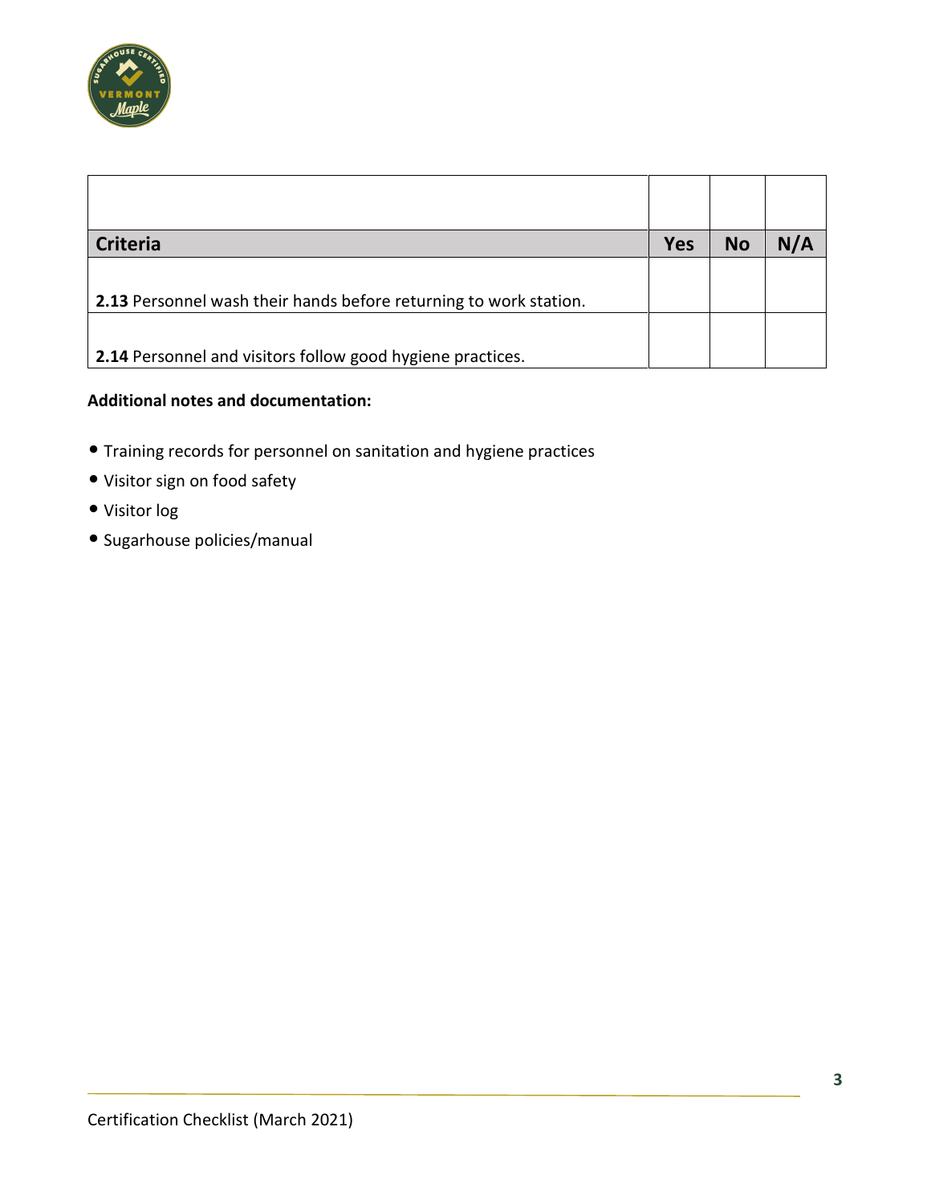| Criteria | Yes | No | N/A |
|---|---|---|---|
| **2.13** Personnel wash their hands before returning to work station. | | | |
| **2.14** Personnel and visitors follow good hygiene practices. | | | |

**Additional notes and documentation:**

- Training records for personnel on sanitation and hygiene practices
- Visitor sign on food safety
- Visitor log
- Sugarhouse policies/manual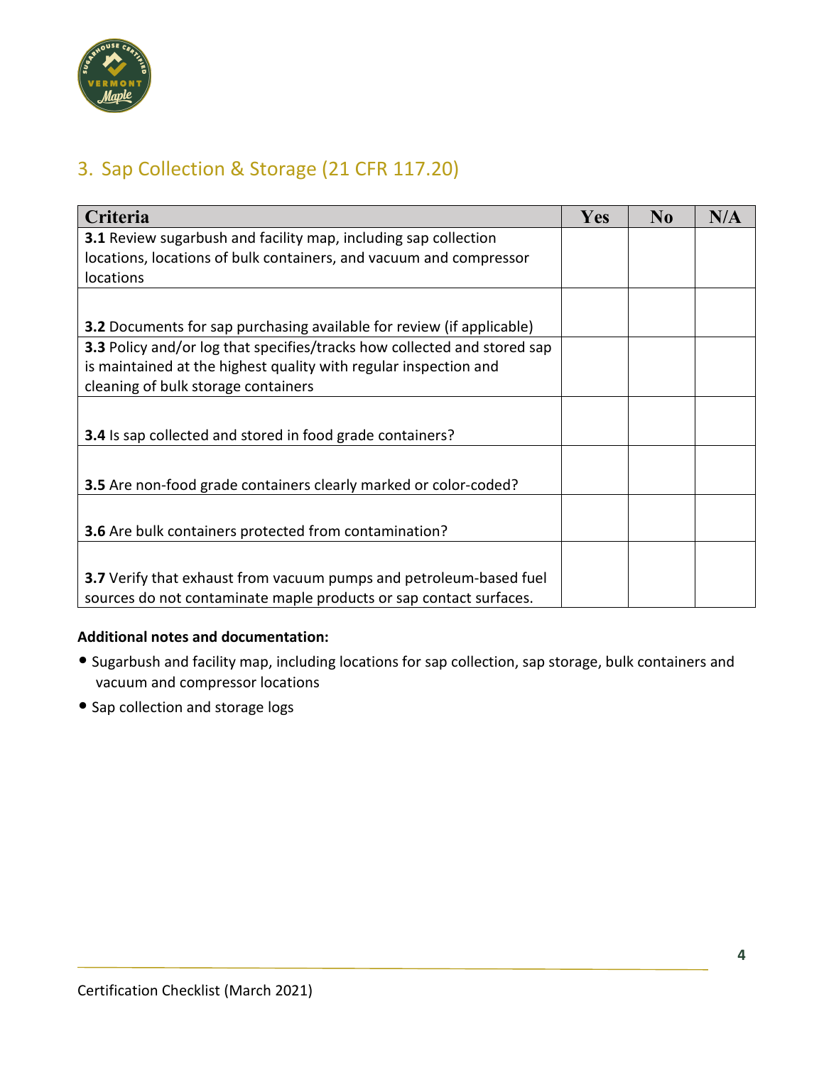## 3. Sap Collection & Storage (21 CFR 117.20)

| Criteria | Yes | No | N/A |
|---|---|---|---|
| **3.1** Review sugarbush and facility map, including sap collection locations, locations of bulk containers, and vacuum and compressor locations | | | |
| **3.2** Documents for sap purchasing available for review (if applicable) | | | |
| **3.3** Policy and/or log that specifies/tracks how collected and stored sap is maintained at the highest quality with regular inspection and cleaning of bulk storage containers | | | |
| **3.4** Is sap collected and stored in food grade containers? | | | |
| **3.5** Are non-food grade containers clearly marked or color-coded? | | | |
| **3.6** Are bulk containers protected from contamination? | | | |
| **3.7** Verify that exhaust from vacuum pumps and petroleum-based fuel sources do not contaminate maple products or sap contact surfaces. | | | |

**Additional notes and documentation:**

- Sugarbush and facility map, including locations for sap collection, sap storage, bulk containers and vacuum and compressor locations
- Sap collection and storage logs

Certification Checklist (March 2021)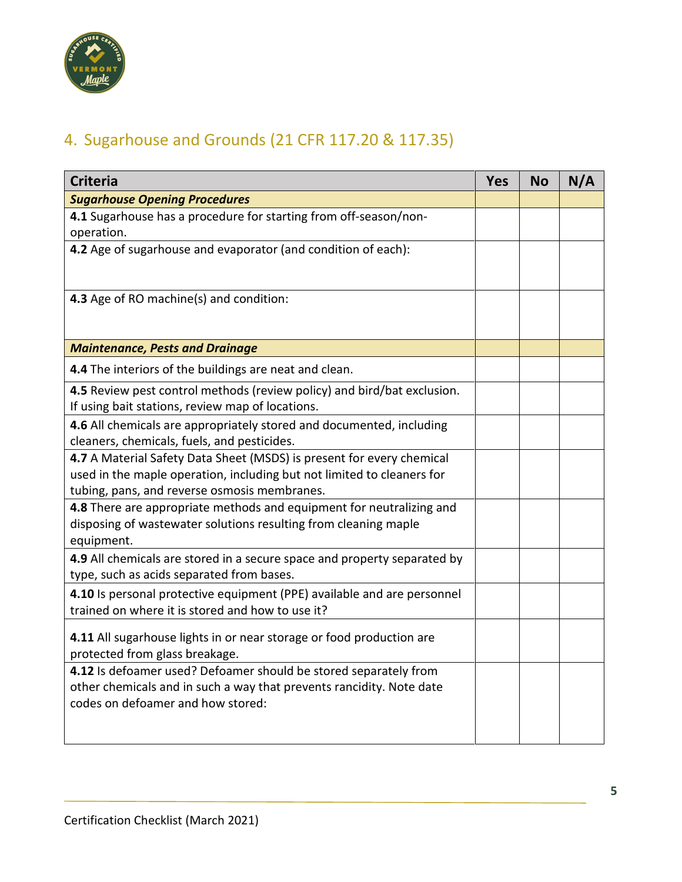## 4. Sugarhouse and Grounds (21 CFR 117.20 & 117.35)

| Criteria | Yes | No | N/A |
|---|---|---|---|
| ***Sugarhouse Opening Procedures*** | | | |
| **4.1** Sugarhouse has a procedure for starting from off-season/non-operation. | | | |
| **4.2** Age of sugarhouse and evaporator (and condition of each): | | | |
| **4.3** Age of RO machine(s) and condition: | | | |
| ***Maintenance, Pests and Drainage*** | | | |
| **4.4** The interiors of the buildings are neat and clean. | | | |
| **4.5** Review pest control methods (review policy) and bird/bat exclusion. If using bait stations, review map of locations. | | | |
| **4.6** All chemicals are appropriately stored and documented, including cleaners, chemicals, fuels, and pesticides. | | | |
| **4.7** A Material Safety Data Sheet (MSDS) is present for every chemical used in the maple operation, including but not limited to cleaners for tubing, pans, and reverse osmosis membranes. | | | |
| **4.8** There are appropriate methods and equipment for neutralizing and disposing of wastewater solutions resulting from cleaning maple equipment. | | | |
| **4.9** All chemicals are stored in a secure space and property separated by type, such as acids separated from bases. | | | |
| **4.10** Is personal protective equipment (PPE) available and are personnel trained on where it is stored and how to use it? | | | |
| **4.11** All sugarhouse lights in or near storage or food production are protected from glass breakage. | | | |
| **4.12** Is defoamer used? Defoamer should be stored separately from other chemicals and in such a way that prevents rancidity. Note date codes on defoamer and how stored: | | | |

Certification Checklist (March 2021)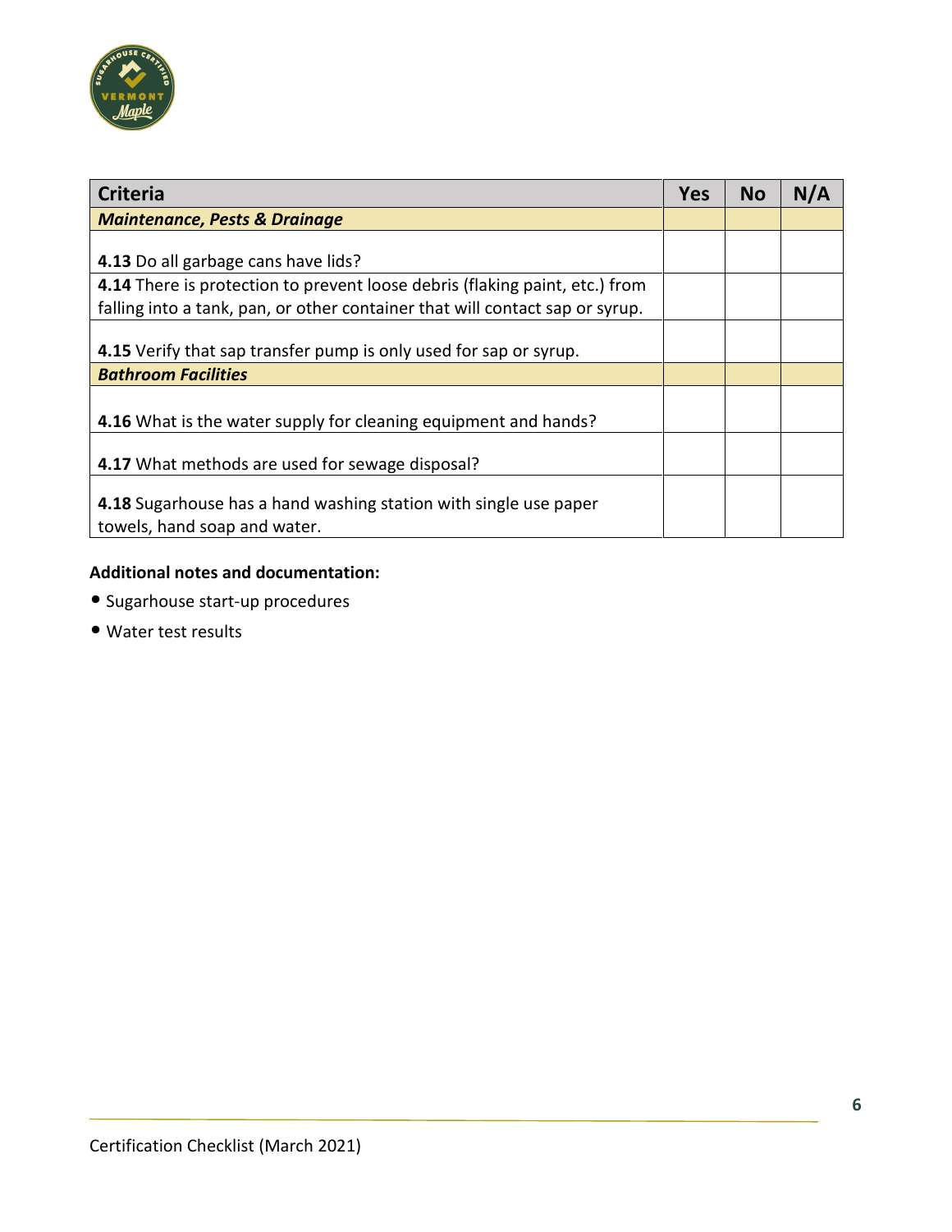| Criteria | Yes | No | N/A |
|---|---|---|---|
| ***Maintenance, Pests & Drainage*** | | | |
| **4.13** Do all garbage cans have lids? | | | |
| **4.14** There is protection to prevent loose debris (flaking paint, etc.) from falling into a tank, pan, or other container that will contact sap or syrup. | | | |
| **4.15** Verify that sap transfer pump is only used for sap or syrup. | | | |
| ***Bathroom Facilities*** | | | |
| **4.16** What is the water supply for cleaning equipment and hands? | | | |
| **4.17** What methods are used for sewage disposal? | | | |
| **4.18** Sugarhouse has a hand washing station with single use paper towels, hand soap and water. | | | |

**Additional notes and documentation:**

- Sugarhouse start-up procedures
- Water test results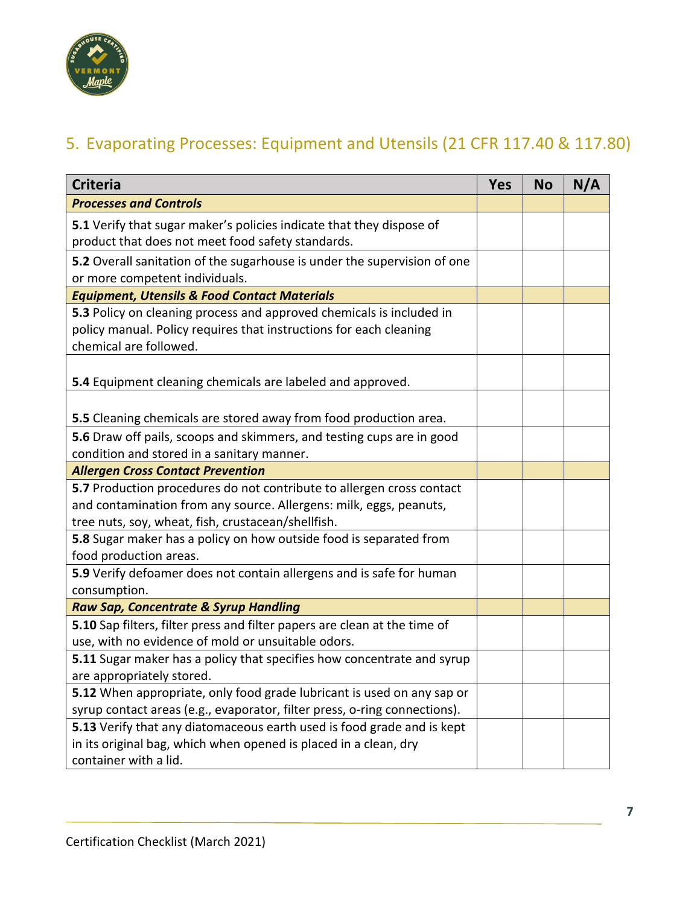## 5. Evaporating Processes: Equipment and Utensils (21 CFR 117.40 & 117.80)

| Criteria | Yes | No | N/A |
|---|---|---|---|
| ***Processes and Controls*** | | | |
| **5.1** Verify that sugar maker's policies indicate that they dispose of product that does not meet food safety standards. | | | |
| **5.2** Overall sanitation of the sugarhouse is under the supervision of one or more competent individuals. | | | |
| ***Equipment, Utensils & Food Contact Materials*** | | | |
| **5.3** Policy on cleaning process and approved chemicals is included in policy manual. Policy requires that instructions for each cleaning chemical are followed. | | | |
| **5.4** Equipment cleaning chemicals are labeled and approved. | | | |
| **5.5** Cleaning chemicals are stored away from food production area. | | | |
| **5.6** Draw off pails, scoops and skimmers, and testing cups are in good condition and stored in a sanitary manner. | | | |
| ***Allergen Cross Contact Prevention*** | | | |
| **5.7** Production procedures do not contribute to allergen cross contact and contamination from any source. Allergens: milk, eggs, peanuts, tree nuts, soy, wheat, fish, crustacean/shellfish. | | | |
| **5.8** Sugar maker has a policy on how outside food is separated from food production areas. | | | |
| **5.9** Verify defoamer does not contain allergens and is safe for human consumption. | | | |
| ***Raw Sap, Concentrate & Syrup Handling*** | | | |
| **5.10** Sap filters, filter press and filter papers are clean at the time of use, with no evidence of mold or unsuitable odors. | | | |
| **5.11** Sugar maker has a policy that specifies how concentrate and syrup are appropriately stored. | | | |
| **5.12** When appropriate, only food grade lubricant is used on any sap or syrup contact areas (e.g., evaporator, filter press, o-ring connections). | | | |
| **5.13** Verify that any diatomaceous earth used is food grade and is kept in its original bag, which when opened is placed in a clean, dry container with a lid. | | | |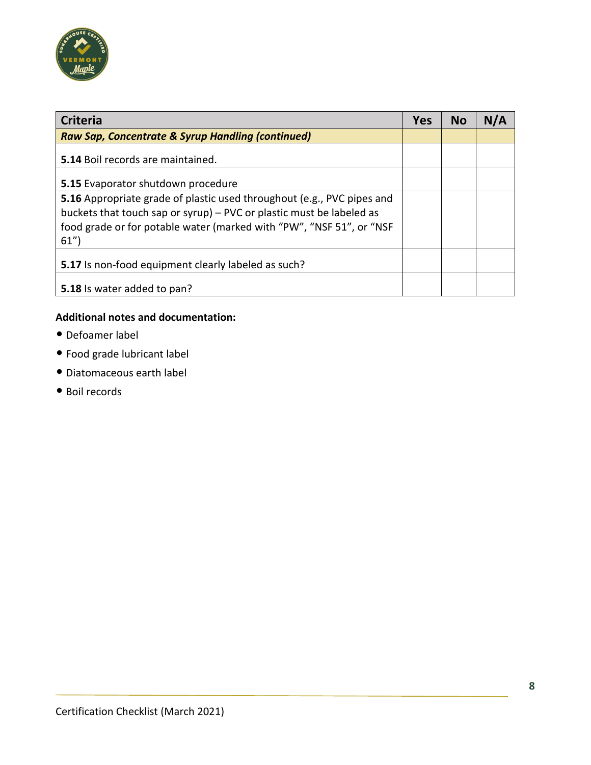| Criteria | Yes | No | N/A |
|---|---|---|---|
| ***Raw Sap, Concentrate & Syrup Handling (continued)*** | | | |
| **5.14** Boil records are maintained. | | | |
| **5.15** Evaporator shutdown procedure | | | |
| **5.16** Appropriate grade of plastic used throughout (e.g., PVC pipes and buckets that touch sap or syrup) – PVC or plastic must be labeled as food grade or for potable water (marked with "PW", "NSF 51", or "NSF 61") | | | |
| **5.17** Is non-food equipment clearly labeled as such? | | | |
| **5.18** Is water added to pan? | | | |

**Additional notes and documentation:**

- Defoamer label
- Food grade lubricant label
- Diatomaceous earth label
- Boil records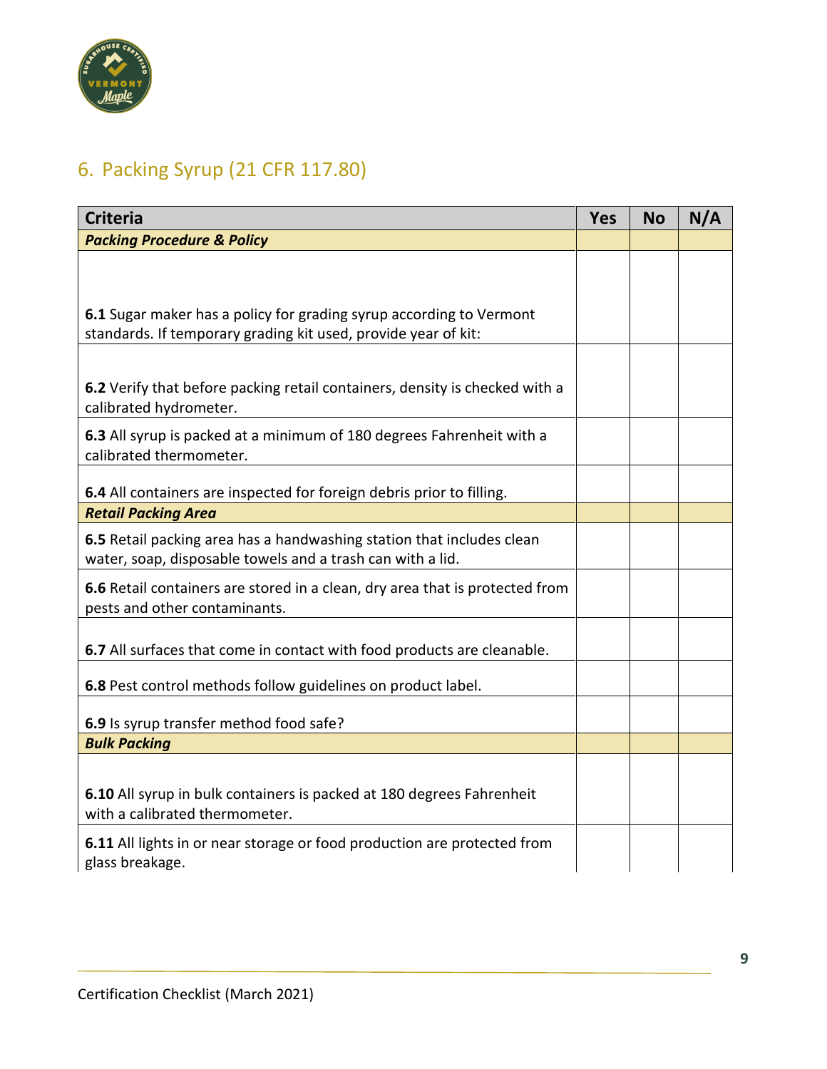## 6. Packing Syrup (21 CFR 117.80)

| Criteria | Yes | No | N/A |
|---|---|---|---|
| ***Packing Procedure & Policy*** | | | |
| **6.1** Sugar maker has a policy for grading syrup according to Vermont standards. If temporary grading kit used, provide year of kit: | | | |
| **6.2** Verify that before packing retail containers, density is checked with a calibrated hydrometer. | | | |
| **6.3** All syrup is packed at a minimum of 180 degrees Fahrenheit with a calibrated thermometer. | | | |
| **6.4** All containers are inspected for foreign debris prior to filling. | | | |
| ***Retail Packing Area*** | | | |
| **6.5** Retail packing area has a handwashing station that includes clean water, soap, disposable towels and a trash can with a lid. | | | |
| **6.6** Retail containers are stored in a clean, dry area that is protected from pests and other contaminants. | | | |
| **6.7** All surfaces that come in contact with food products are cleanable. | | | |
| **6.8** Pest control methods follow guidelines on product label. | | | |
| **6.9** Is syrup transfer method food safe? | | | |
| ***Bulk Packing*** | | | |
| **6.10** All syrup in bulk containers is packed at 180 degrees Fahrenheit with a calibrated thermometer. | | | |
| **6.11** All lights in or near storage or food production are protected from glass breakage. | | | |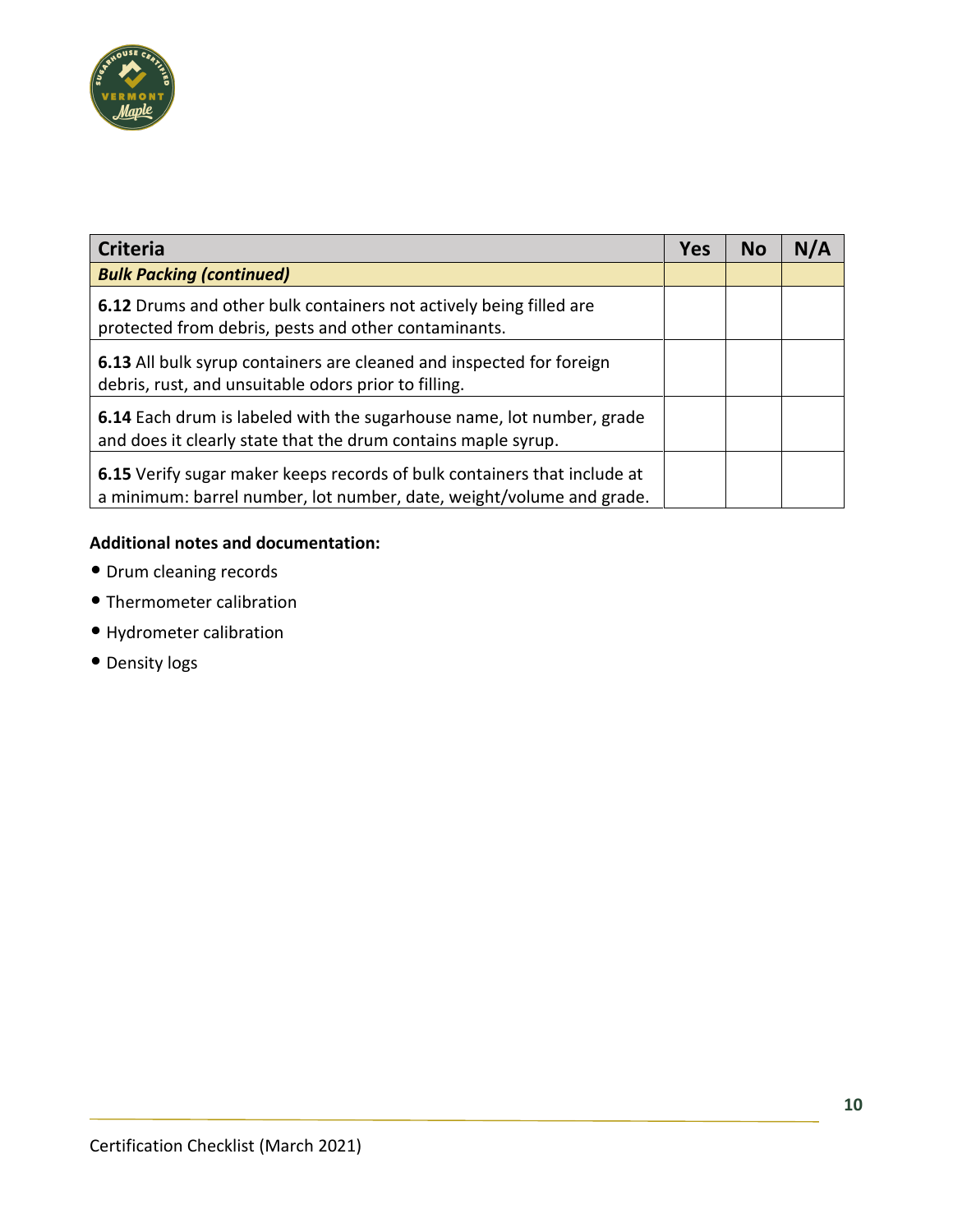| Criteria | Yes | No | N/A |
| --- | --- | --- | --- |
| ***Bulk Packing (continued)*** | | | |
| **6.12** Drums and other bulk containers not actively being filled are protected from debris, pests and other contaminants. | | | |
| **6.13** All bulk syrup containers are cleaned and inspected for foreign debris, rust, and unsuitable odors prior to filling. | | | |
| **6.14** Each drum is labeled with the sugarhouse name, lot number, grade and does it clearly state that the drum contains maple syrup. | | | |
| **6.15** Verify sugar maker keeps records of bulk containers that include at a minimum: barrel number, lot number, date, weight/volume and grade. | | | |

**Additional notes and documentation:**

- Drum cleaning records
- Thermometer calibration
- Hydrometer calibration
- Density logs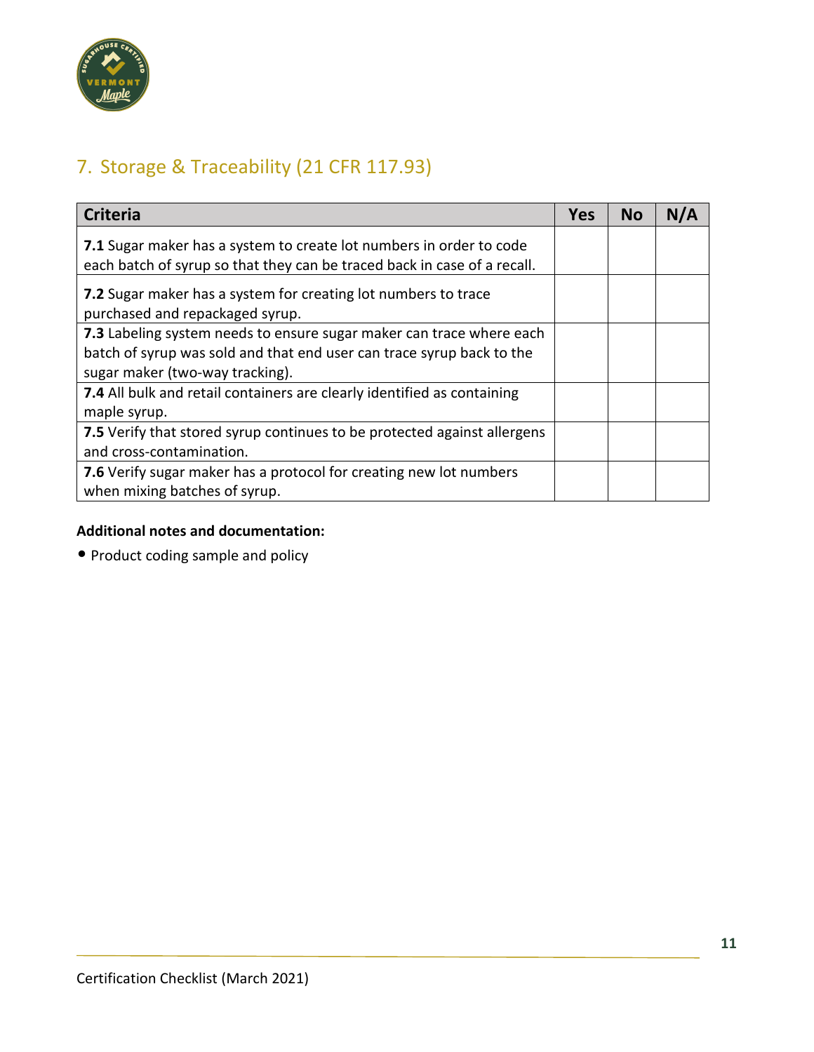## 7. Storage & Traceability (21 CFR 117.93)

| Criteria | Yes | No | N/A |
| --- | --- | --- | --- |
| **7.1** Sugar maker has a system to create lot numbers in order to code each batch of syrup so that they can be traced back in case of a recall. | | | |
| **7.2** Sugar maker has a system for creating lot numbers to trace purchased and repackaged syrup. | | | |
| **7.3** Labeling system needs to ensure sugar maker can trace where each batch of syrup was sold and that end user can trace syrup back to the sugar maker (two-way tracking). | | | |
| **7.4** All bulk and retail containers are clearly identified as containing maple syrup. | | | |
| **7.5** Verify that stored syrup continues to be protected against allergens and cross-contamination. | | | |
| **7.6** Verify sugar maker has a protocol for creating new lot numbers when mixing batches of syrup. | | | |

**Additional notes and documentation:**

- Product coding sample and policy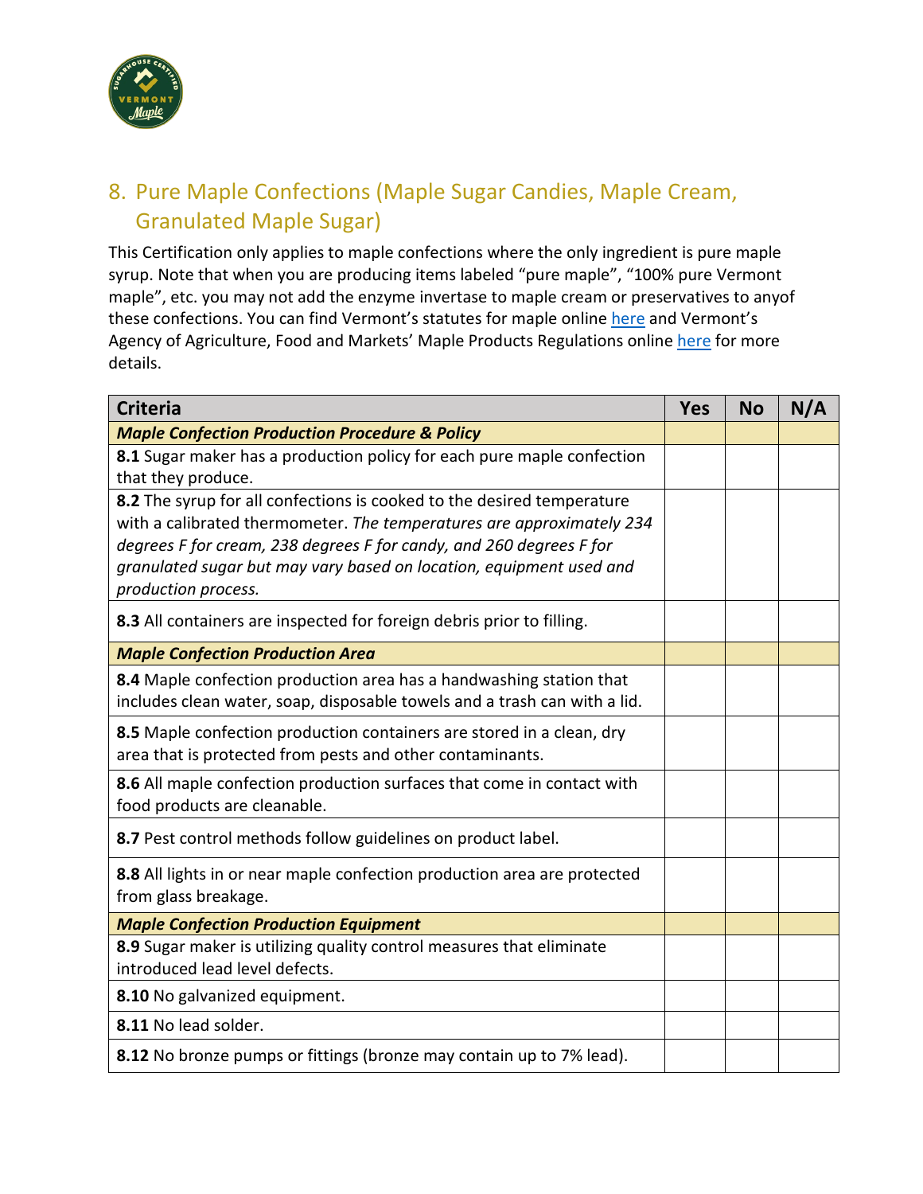## 8. Pure Maple Confections (Maple Sugar Candies, Maple Cream, Granulated Maple Sugar)

This Certification only applies to maple confections where the only ingredient is pure maple syrup. Note that when you are producing items labeled "pure maple", "100% pure Vermont maple", etc. you may not add the enzyme invertase to maple cream or preservatives to anyof these confections. You can find Vermont's statutes for maple online here and Vermont's Agency of Agriculture, Food and Markets' Maple Products Regulations online here for more details.

| Criteria | Yes | No | N/A |
|---|---|---|---|
| ***Maple Confection Production Procedure & Policy*** | | | |
| **8.1** Sugar maker has a production policy for each pure maple confection that they produce. | | | |
| **8.2** The syrup for all confections is cooked to the desired temperature with a calibrated thermometer. *The temperatures are approximately 234 degrees F for cream, 238 degrees F for candy, and 260 degrees F for granulated sugar but may vary based on location, equipment used and production process.* | | | |
| **8.3** All containers are inspected for foreign debris prior to filling. | | | |
| ***Maple Confection Production Area*** | | | |
| **8.4** Maple confection production area has a handwashing station that includes clean water, soap, disposable towels and a trash can with a lid. | | | |
| **8.5** Maple confection production containers are stored in a clean, dry area that is protected from pests and other contaminants. | | | |
| **8.6** All maple confection production surfaces that come in contact with food products are cleanable. | | | |
| **8.7** Pest control methods follow guidelines on product label. | | | |
| **8.8** All lights in or near maple confection production area are protected from glass breakage. | | | |
| ***Maple Confection Production Equipment*** | | | |
| **8.9** Sugar maker is utilizing quality control measures that eliminate introduced lead level defects. | | | |
| **8.10** No galvanized equipment. | | | |
| **8.11** No lead solder. | | | |
| **8.12** No bronze pumps or fittings (bronze may contain up to 7% lead). | | | |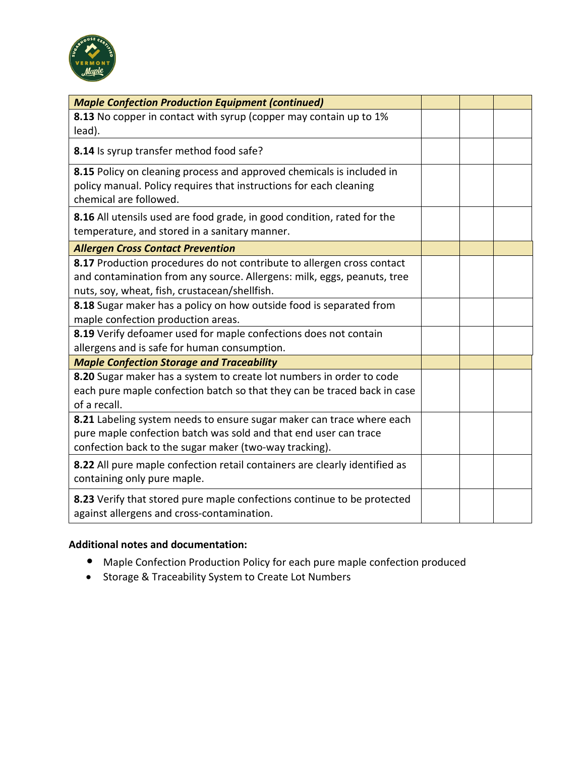| *Maple Confection Production Equipment (continued)* | | | |
|---|---|---|---|
| **8.13** No copper in contact with syrup (copper may contain up to 1% lead). | | | |
| **8.14** Is syrup transfer method food safe? | | | |
| **8.15** Policy on cleaning process and approved chemicals is included in policy manual. Policy requires that instructions for each cleaning chemical are followed. | | | |
| **8.16** All utensils used are food grade, in good condition, rated for the temperature, and stored in a sanitary manner. | | | |
| ***Allergen Cross Contact Prevention*** | | | |
| **8.17** Production procedures do not contribute to allergen cross contact and contamination from any source. Allergens: milk, eggs, peanuts, tree nuts, soy, wheat, fish, crustacean/shellfish. | | | |
| **8.18** Sugar maker has a policy on how outside food is separated from maple confection production areas. | | | |
| **8.19** Verify defoamer used for maple confections does not contain allergens and is safe for human consumption. | | | |
| ***Maple Confection Storage and Traceability*** | | | |
| **8.20** Sugar maker has a system to create lot numbers in order to code each pure maple confection batch so that they can be traced back in case of a recall. | | | |
| **8.21** Labeling system needs to ensure sugar maker can trace where each pure maple confection batch was sold and that end user can trace confection back to the sugar maker (two-way tracking). | | | |
| **8.22** All pure maple confection retail containers are clearly identified as containing only pure maple. | | | |
| **8.23** Verify that stored pure maple confections continue to be protected against allergens and cross-contamination. | | | |

**Additional notes and documentation:**

- Maple Confection Production Policy for each pure maple confection produced
- Storage & Traceability System to Create Lot Numbers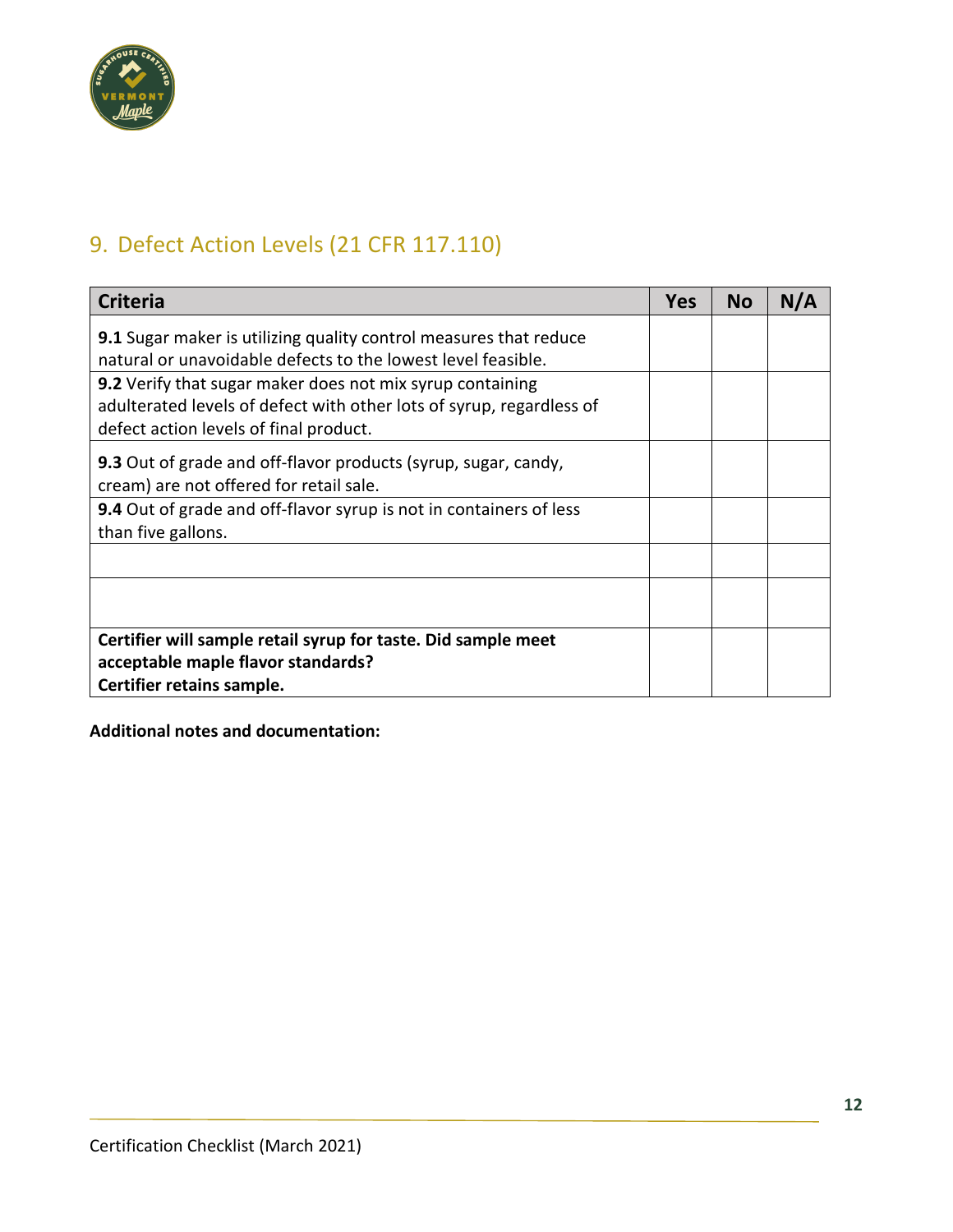## 9. Defect Action Levels (21 CFR 117.110)

| Criteria | Yes | No | N/A |
|---|---|---|---|
| **9.1** Sugar maker is utilizing quality control measures that reduce natural or unavoidable defects to the lowest level feasible. | | | |
| **9.2** Verify that sugar maker does not mix syrup containing adulterated levels of defect with other lots of syrup, regardless of defect action levels of final product. | | | |
| **9.3** Out of grade and off-flavor products (syrup, sugar, candy, cream) are not offered for retail sale. | | | |
| **9.4** Out of grade and off-flavor syrup is not in containers of less than five gallons. | | | |
| | | | |
| | | | |
| **Certifier will sample retail syrup for taste. Did sample meet acceptable maple flavor standards? Certifier retains sample.** | | | |

**Additional notes and documentation:**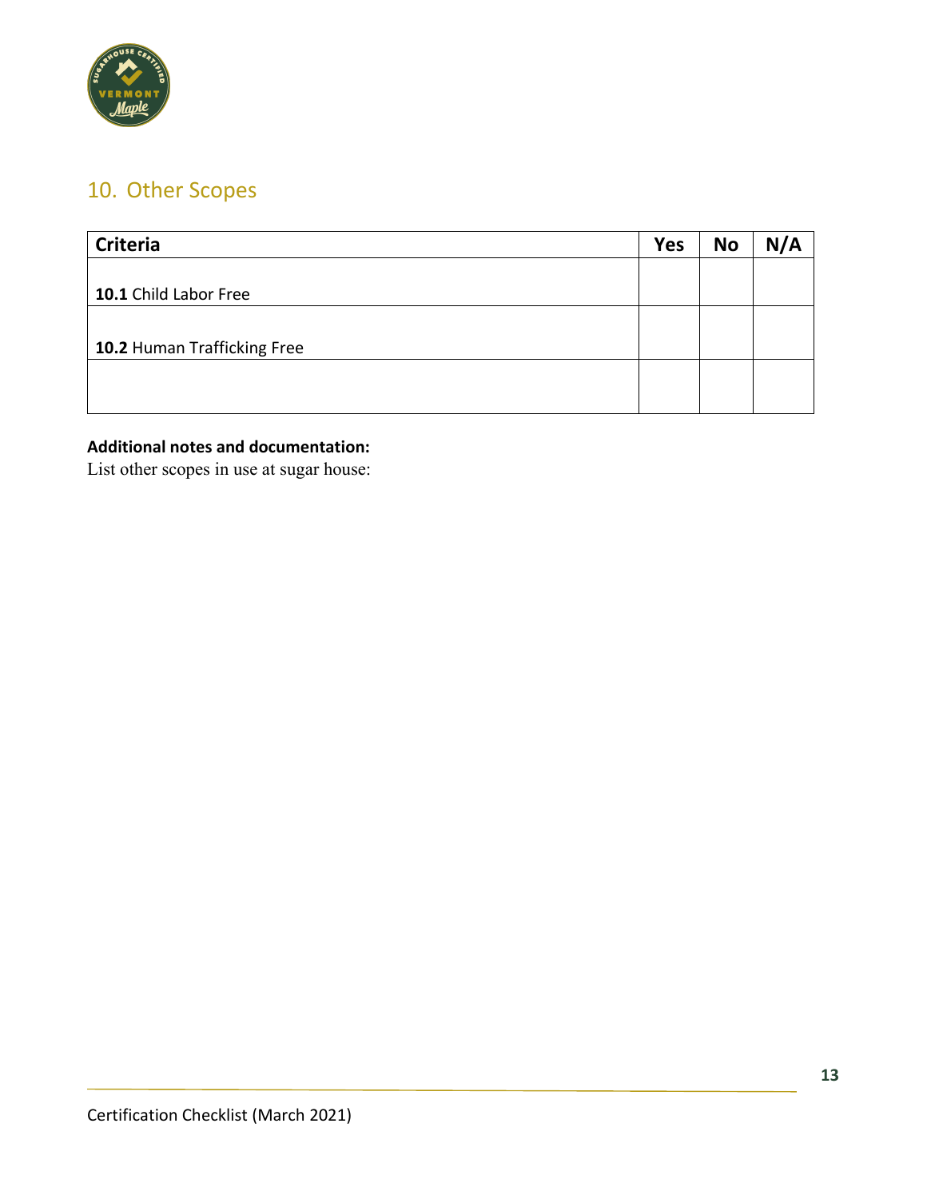## 10. Other Scopes

| Criteria | Yes | No | N/A |
|---|---|---|---|
| **10.1** Child Labor Free | | | |
| **10.2** Human Trafficking Free | | | |
| | | | |

**Additional notes and documentation:**

List other scopes in use at sugar house:

Certification Checklist (March 2021)